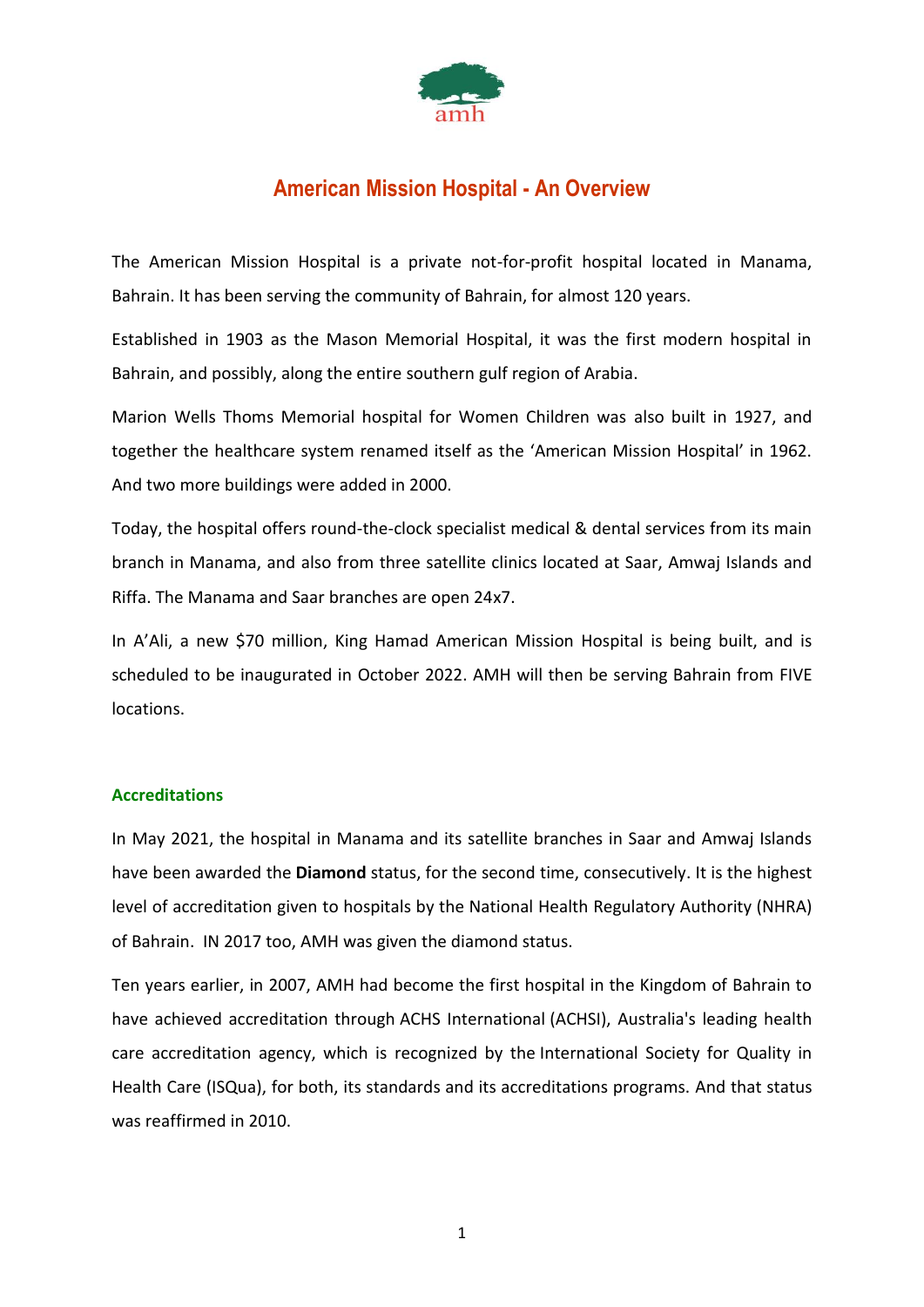amh

# American Mission Hospital - An Overview

The American Mission Hospital is a private not-for-profit hospital located in Manama, Bahrain. It has been serving the community of Bahrain, for almost 120 years.

Established in 1903 as the Mason Memorial Hospital, it was the first modern hospital in Bahrain, and possibly, along the entire southern gulf region of Arabia.

Marion Wells Thoms Memorial hospital for Women Children was also built in 1927, and together the healthcare system renamed itself as the 'American Mission Hospital' in 1962. And two more buildings were added in 2000.

Today, the hospital offers round-the-clock specialist medical & dental services from its main branch in Manama, and also from three satellite clinics located at Saar, Amwaj Islands and Riffa. The Manama and Saar branches are open 24x7.

In A'Ali, a new $70 million, King Hamad American Mission Hospital is being built, and is scheduled to be inaugurated in October 2022. AMH will then be serving Bahrain from FIVE locations.

## Accreditations

In May 2021, the hospital in Manama and its satellite branches in Saar and Amwaj Islands have been awarded the **Diamond** status, for the second time, consecutively. It is the highest level of accreditation given to hospitals by the National Health Regulatory Authority (NHRA) of Bahrain. IN 2017 too, AMH was given the diamond status.

Ten years earlier, in 2007, AMH had become the first hospital in the Kingdom of Bahrain to have achieved accreditation through ACHS International (ACHSI), Australia's leading health care accreditation agency, which is recognized by the International Society for Quality in Health Care (ISQua), for both, its standards and its accreditations programs. And that status was reaffirmed in 2010.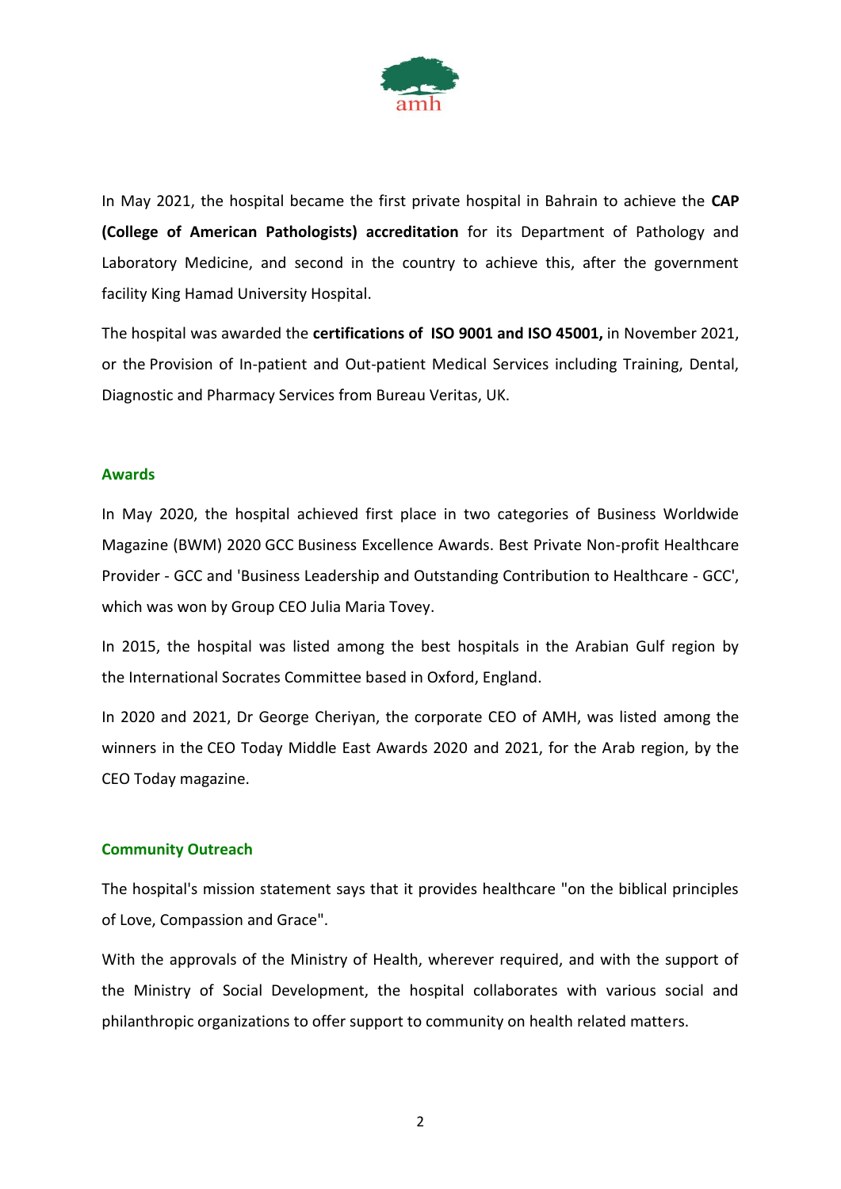In May 2021, the hospital became the first private hospital in Bahrain to achieve the **CAP (College of American Pathologists) accreditation** for its Department of Pathology and Laboratory Medicine, and second in the country to achieve this, after the government facility King Hamad University Hospital.

The hospital was awarded the **certifications of ISO 9001 and ISO 45001,** in November 2021, or the Provision of In-patient and Out-patient Medical Services including Training, Dental, Diagnostic and Pharmacy Services from Bureau Veritas, UK.

## Awards

In May 2020, the hospital achieved first place in two categories of Business Worldwide Magazine (BWM) 2020 GCC Business Excellence Awards. Best Private Non-profit Healthcare Provider - GCC and 'Business Leadership and Outstanding Contribution to Healthcare - GCC', which was won by Group CEO Julia Maria Tovey.

In 2015, the hospital was listed among the best hospitals in the Arabian Gulf region by the International Socrates Committee based in Oxford, England.

In 2020 and 2021, Dr George Cheriyan, the corporate CEO of AMH, was listed among the winners in the CEO Today Middle East Awards 2020 and 2021, for the Arab region, by the CEO Today magazine.

## Community Outreach

The hospital's mission statement says that it provides healthcare "on the biblical principles of Love, Compassion and Grace".

With the approvals of the Ministry of Health, wherever required, and with the support of the Ministry of Social Development, the hospital collaborates with various social and philanthropic organizations to offer support to community on health related matters.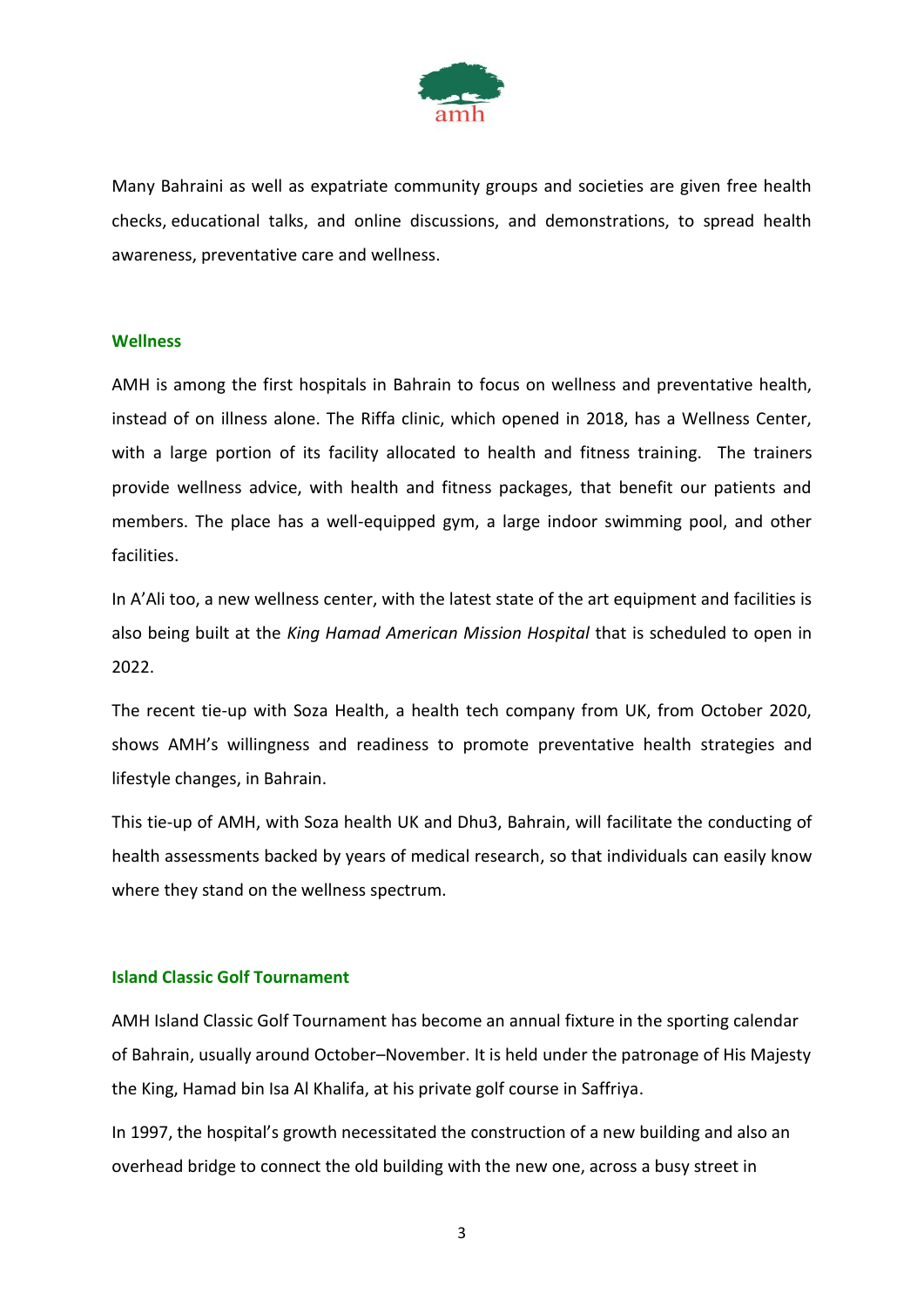Many Bahraini as well as expatriate community groups and societies are given free health checks, educational talks, and online discussions, and demonstrations, to spread health awareness, preventative care and wellness.

## Wellness

AMH is among the first hospitals in Bahrain to focus on wellness and preventative health, instead of on illness alone. The Riffa clinic, which opened in 2018, has a Wellness Center, with a large portion of its facility allocated to health and fitness training. The trainers provide wellness advice, with health and fitness packages, that benefit our patients and members. The place has a well-equipped gym, a large indoor swimming pool, and other facilities.

In A'Ali too, a new wellness center, with the latest state of the art equipment and facilities is also being built at the *King Hamad American Mission Hospital* that is scheduled to open in 2022.

The recent tie-up with Soza Health, a health tech company from UK, from October 2020, shows AMH's willingness and readiness to promote preventative health strategies and lifestyle changes, in Bahrain.

This tie-up of AMH, with Soza health UK and Dhu3, Bahrain, will facilitate the conducting of health assessments backed by years of medical research, so that individuals can easily know where they stand on the wellness spectrum.

## Island Classic Golf Tournament

AMH Island Classic Golf Tournament has become an annual fixture in the sporting calendar of Bahrain, usually around October–November. It is held under the patronage of His Majesty the King, Hamad bin Isa Al Khalifa, at his private golf course in Saffriya.

In 1997, the hospital's growth necessitated the construction of a new building and also an overhead bridge to connect the old building with the new one, across a busy street in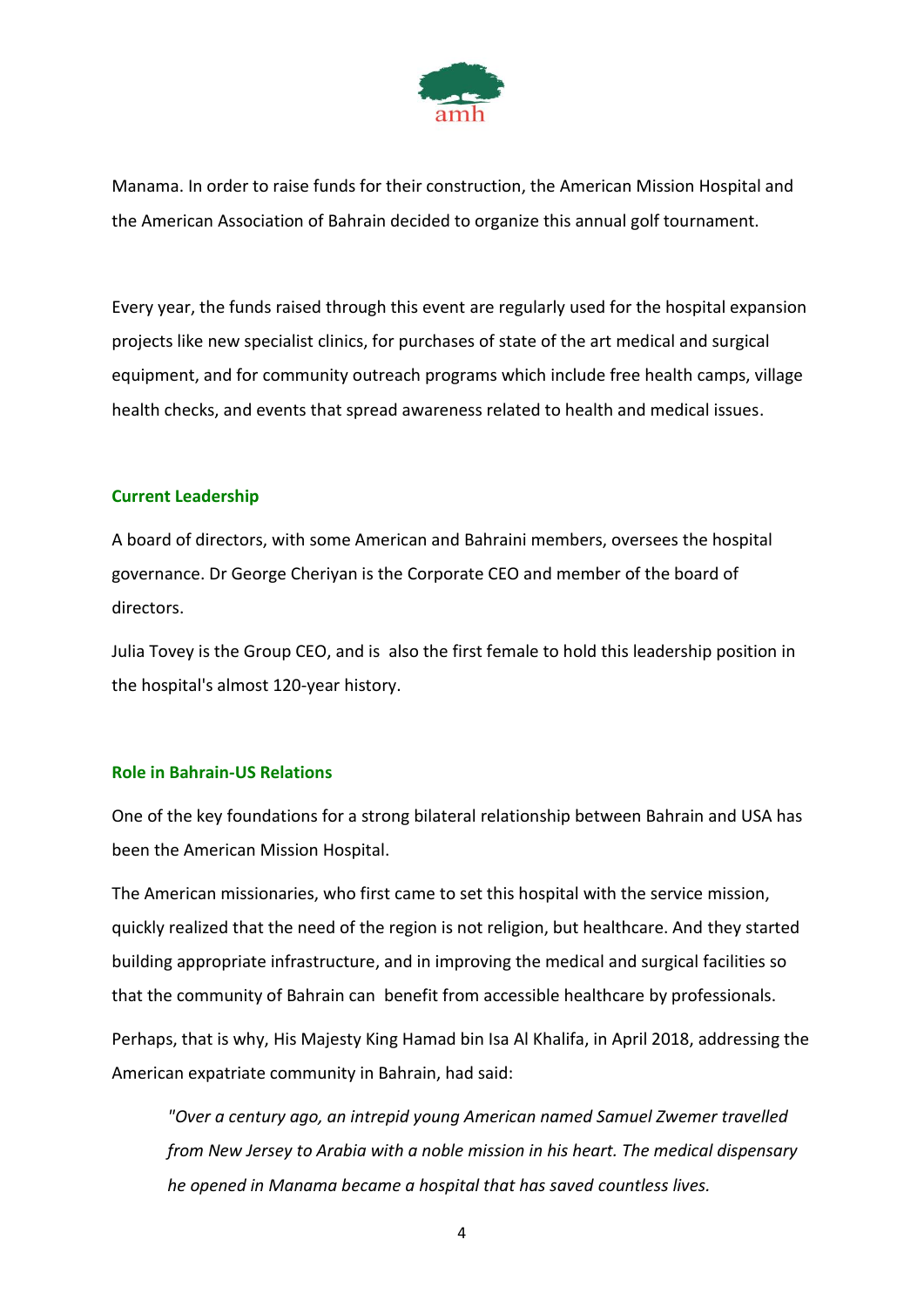Manama. In order to raise funds for their construction, the American Mission Hospital and the American Association of Bahrain decided to organize this annual golf tournament.

Every year, the funds raised through this event are regularly used for the hospital expansion projects like new specialist clinics, for purchases of state of the art medical and surgical equipment, and for community outreach programs which include free health camps, village health checks, and events that spread awareness related to health and medical issues.

## Current Leadership

A board of directors, with some American and Bahraini members, oversees the hospital governance. Dr George Cheriyan is the Corporate CEO and member of the board of directors.

Julia Tovey is the Group CEO, and is also the first female to hold this leadership position in the hospital's almost 120-year history.

## Role in Bahrain-US Relations

One of the key foundations for a strong bilateral relationship between Bahrain and USA has been the American Mission Hospital.

The American missionaries, who first came to set this hospital with the service mission, quickly realized that the need of the region is not religion, but healthcare. And they started building appropriate infrastructure, and in improving the medical and surgical facilities so that the community of Bahrain can benefit from accessible healthcare by professionals.

Perhaps, that is why, His Majesty King Hamad bin Isa Al Khalifa, in April 2018, addressing the American expatriate community in Bahrain, had said:

> *"Over a century ago, an intrepid young American named Samuel Zwemer travelled from New Jersey to Arabia with a noble mission in his heart. The medical dispensary he opened in Manama became a hospital that has saved countless lives.*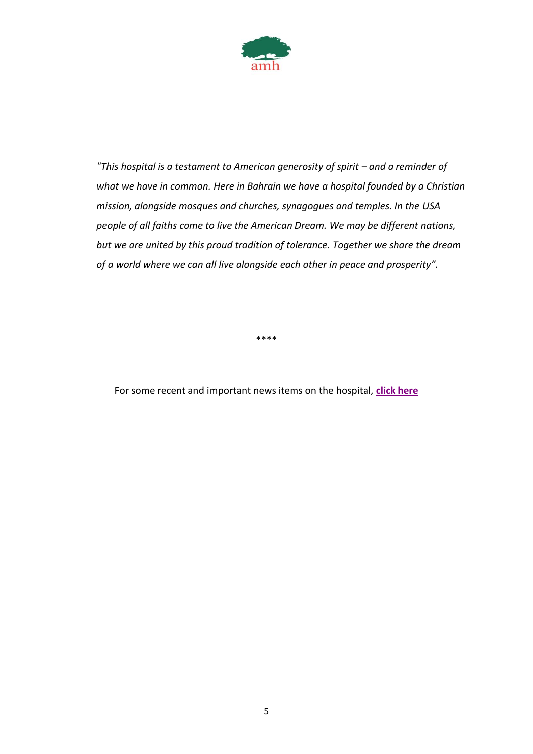amh

*"This hospital is a testament to American generosity of spirit – and a reminder of what we have in common. Here in Bahrain we have a hospital founded by a Christian mission, alongside mosques and churches, synagogues and temples. In the USA people of all faiths come to live the American Dream. We may be different nations, but we are united by this proud tradition of tolerance. Together we share the dream of a world where we can all live alongside each other in peace and prosperity".*

****

For some recent and important news items on the hospital, **click here**